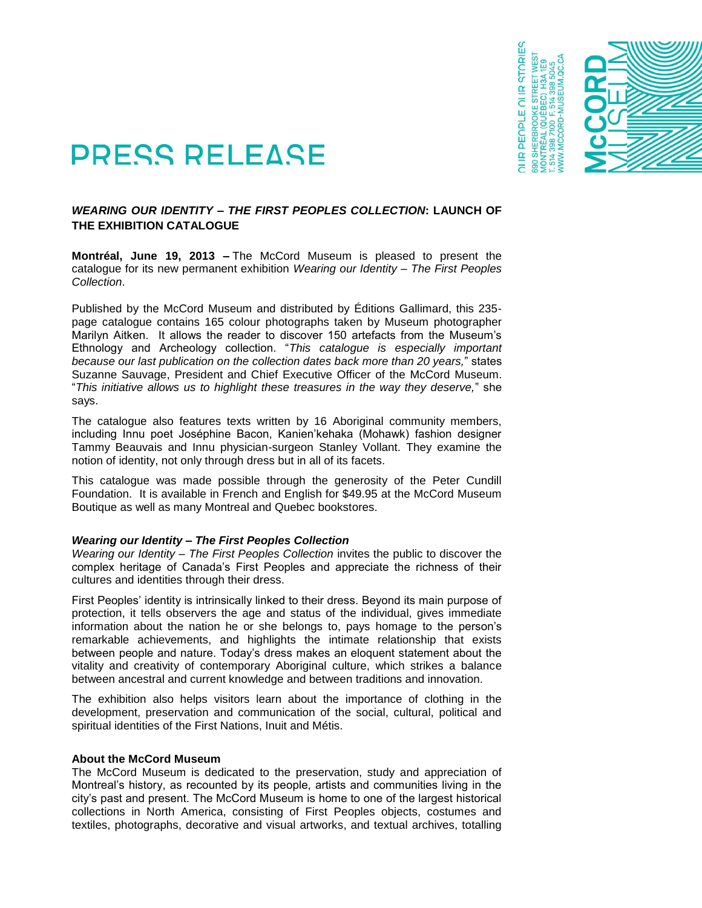OUR PEOPLE OUR STORIES
690 SHERBROOKE STREET WEST
MONTRÉAL (QUÉBEC) H3A 1E9
T. 514 398 7100 F. 514 398 5045
WWW.MCCORD-MUSEUM.QC.CA

# PRESS RELEASE

## *WEARING OUR IDENTITY – THE FIRST PEOPLES COLLECTION*: LAUNCH OF THE EXHIBITION CATALOGUE

**Montréal, June 19, 2013 –** The McCord Museum is pleased to present the catalogue for its new permanent exhibition *Wearing our Identity – The First Peoples Collection*.

Published by the McCord Museum and distributed by Éditions Gallimard, this 235-page catalogue contains 165 colour photographs taken by Museum photographer Marilyn Aitken. It allows the reader to discover 150 artefacts from the Museum's Ethnology and Archeology collection. "*This catalogue is especially important because our last publication on the collection dates back more than 20 years,*" states Suzanne Sauvage, President and Chief Executive Officer of the McCord Museum. "*This initiative allows us to highlight these treasures in the way they deserve,*" she says.

The catalogue also features texts written by 16 Aboriginal community members, including Innu poet Joséphine Bacon, Kanien'kehaka (Mohawk) fashion designer Tammy Beauvais and Innu physician-surgeon Stanley Vollant. They examine the notion of identity, not only through dress but in all of its facets.

This catalogue was made possible through the generosity of the Peter Cundill Foundation. It is available in French and English for $49.95 at the McCord Museum Boutique as well as many Montreal and Quebec bookstores.

### *Wearing our Identity – The First Peoples Collection*

*Wearing our Identity – The First Peoples Collection* invites the public to discover the complex heritage of Canada's First Peoples and appreciate the richness of their cultures and identities through their dress.

First Peoples' identity is intrinsically linked to their dress. Beyond its main purpose of protection, it tells observers the age and status of the individual, gives immediate information about the nation he or she belongs to, pays homage to the person's remarkable achievements, and highlights the intimate relationship that exists between people and nature. Today's dress makes an eloquent statement about the vitality and creativity of contemporary Aboriginal culture, which strikes a balance between ancestral and current knowledge and between traditions and innovation.

The exhibition also helps visitors learn about the importance of clothing in the development, preservation and communication of the social, cultural, political and spiritual identities of the First Nations, Inuit and Métis.

### About the McCord Museum

The McCord Museum is dedicated to the preservation, study and appreciation of Montreal's history, as recounted by its people, artists and communities living in the city's past and present. The McCord Museum is home to one of the largest historical collections in North America, consisting of First Peoples objects, costumes and textiles, photographs, decorative and visual artworks, and textual archives, totalling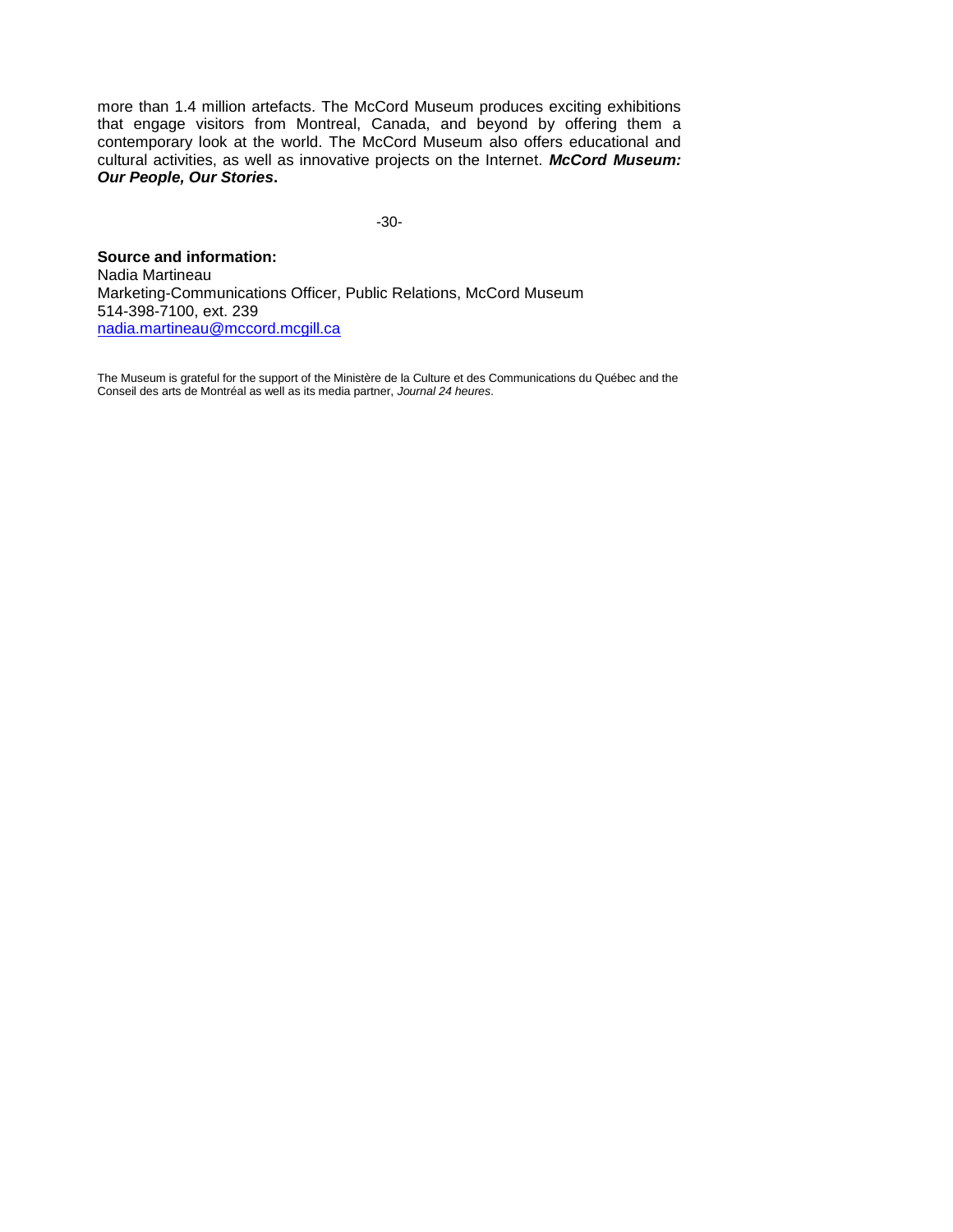more than 1.4 million artefacts. The McCord Museum produces exciting exhibitions that engage visitors from Montreal, Canada, and beyond by offering them a contemporary look at the world. The McCord Museum also offers educational and cultural activities, as well as innovative projects on the Internet. ***McCord Museum: Our People, Our Stories*****.**

-30-

**Source and information:**
Nadia Martineau
Marketing-Communications Officer, Public Relations, McCord Museum
514-398-7100, ext. 239
nadia.martineau@mccord.mcgill.ca

The Museum is grateful for the support of the Ministère de la Culture et des Communications du Québec and the Conseil des arts de Montréal as well as its media partner, *Journal 24 heures*.